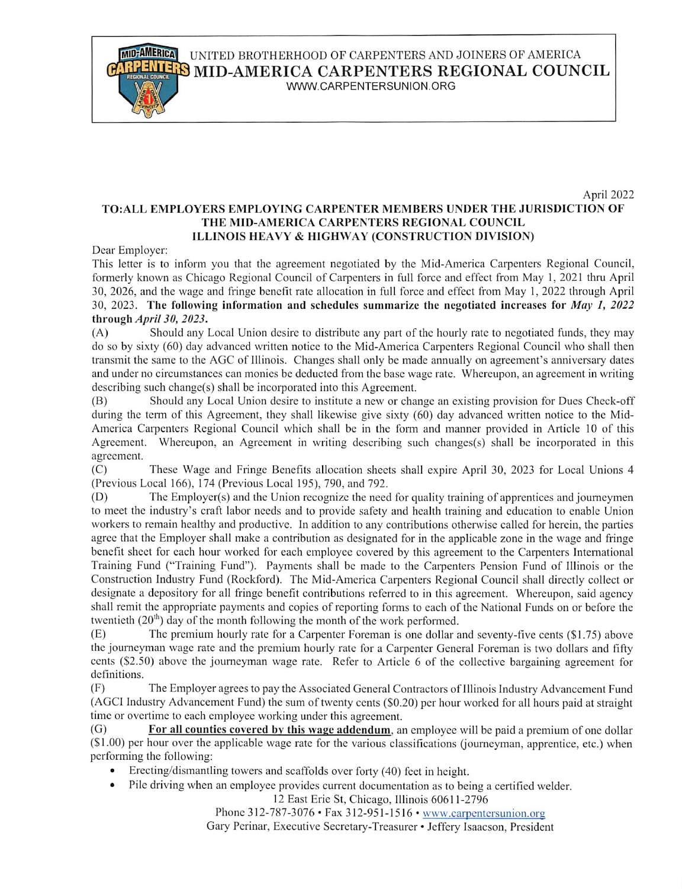UNITED BROTHERHOOD OF CARPENTERS AND JOINERS OF AMERICA

# MID-AMERICA CARPENTERS REGIONAL COUNCIL

WWW.CARPENTERSUNION.ORG

April 2022

**TO:ALL EMPLOYERS EMPLOYING CARPENTER MEMBERS UNDER THE JURISDICTION OF THE MID-AMERICA CARPENTERS REGIONAL COUNCIL ILLINOIS HEAVY & HIGHWAY (CONSTRUCTION DIVISION)**

Dear Employer:

This letter is to inform you that the agreement negotiated by the Mid-America Carpenters Regional Council, formerly known as Chicago Regional Council of Carpenters in full force and effect from May 1, 2021 thru April 30, 2026, and the wage and fringe benefit rate allocation in full force and effect from May 1, 2022 through April 30, 2023. **The following information and schedules summarize the negotiated increases for *May 1, 2022* through *April 30, 2023*.**

(A) Should any Local Union desire to distribute any part of the hourly rate to negotiated funds, they may do so by sixty (60) day advanced written notice to the Mid-America Carpenters Regional Council who shall then transmit the same to the AGC of Illinois. Changes shall only be made annually on agreement's anniversary dates and under no circumstances can monies be deducted from the base wage rate. Whereupon, an agreement in writing describing such change(s) shall be incorporated into this Agreement.

(B) Should any Local Union desire to institute a new or change an existing provision for Dues Check-off during the term of this Agreement, they shall likewise give sixty (60) day advanced written notice to the Mid-America Carpenters Regional Council which shall be in the form and manner provided in Article 10 of this Agreement. Whereupon, an Agreement in writing describing such changes(s) shall be incorporated in this agreement.

(C) These Wage and Fringe Benefits allocation sheets shall expire April 30, 2023 for Local Unions 4 (Previous Local 166), 174 (Previous Local 195), 790, and 792.

(D) The Employer(s) and the Union recognize the need for quality training of apprentices and journeymen to meet the industry's craft labor needs and to provide safety and health training and education to enable Union workers to remain healthy and productive. In addition to any contributions otherwise called for herein, the parties agree that the Employer shall make a contribution as designated for in the applicable zone in the wage and fringe benefit sheet for each hour worked for each employee covered by this agreement to the Carpenters International Training Fund ("Training Fund"). Payments shall be made to the Carpenters Pension Fund of Illinois or the Construction Industry Fund (Rockford). The Mid-America Carpenters Regional Council shall directly collect or designate a depository for all fringe benefit contributions referred to in this agreement. Whereupon, said agency shall remit the appropriate payments and copies of reporting forms to each of the National Funds on or before the twentieth (20th) day of the month following the month of the work performed.

(E) The premium hourly rate for a Carpenter Foreman is one dollar and seventy-five cents ($1.75) above the journeyman wage rate and the premium hourly rate for a Carpenter General Foreman is two dollars and fifty cents ($2.50) above the journeyman wage rate. Refer to Article 6 of the collective bargaining agreement for definitions.

(F) The Employer agrees to pay the Associated General Contractors of Illinois Industry Advancement Fund (AGCI Industry Advancement Fund) the sum of twenty cents ($0.20) per hour worked for all hours paid at straight time or overtime to each employee working under this agreement.

(G) **For all counties covered by this wage addendum**, an employee will be paid a premium of one dollar ($1.00) per hour over the applicable wage rate for the various classifications (journeyman, apprentice, etc.) when performing the following:

- Erecting/dismantling towers and scaffolds over forty (40) feet in height.
- Pile driving when an employee provides current documentation as to being a certified welder.

12 East Erie St, Chicago, Illinois 60611-2796

Phone 312-787-3076 • Fax 312-951-1516 • www.carpentersunion.org

Gary Perinar, Executive Secretary-Treasurer • Jeffery Isaacson, President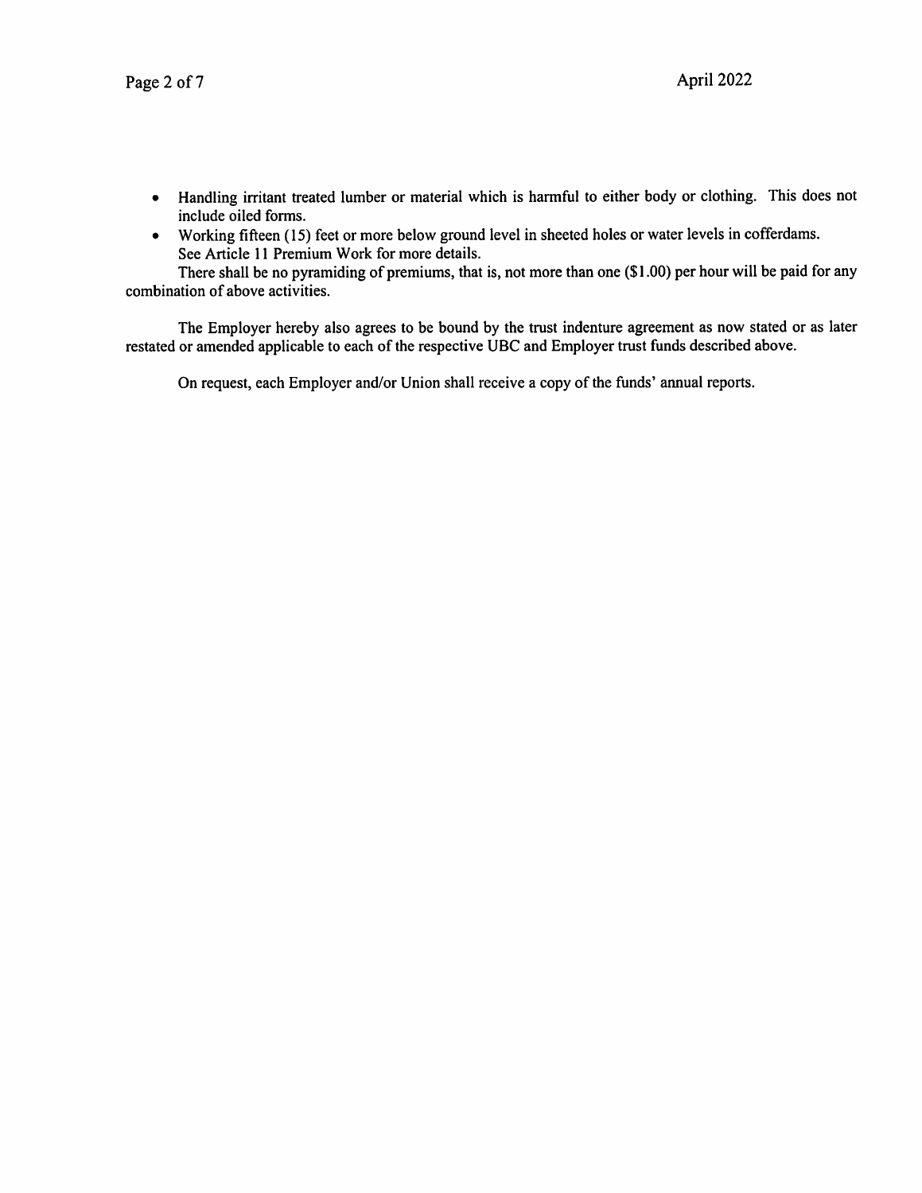- Handling irritant treated lumber or material which is harmful to either body or clothing. This does not include oiled forms.
- Working fifteen (15) feet or more below ground level in sheeted holes or water levels in cofferdams. See Article 11 Premium Work for more details.

There shall be no pyramiding of premiums, that is, not more than one ($1.00) per hour will be paid for any combination of above activities.

The Employer hereby also agrees to be bound by the trust indenture agreement as now stated or as later restated or amended applicable to each of the respective UBC and Employer trust funds described above.

On request, each Employer and/or Union shall receive a copy of the funds' annual reports.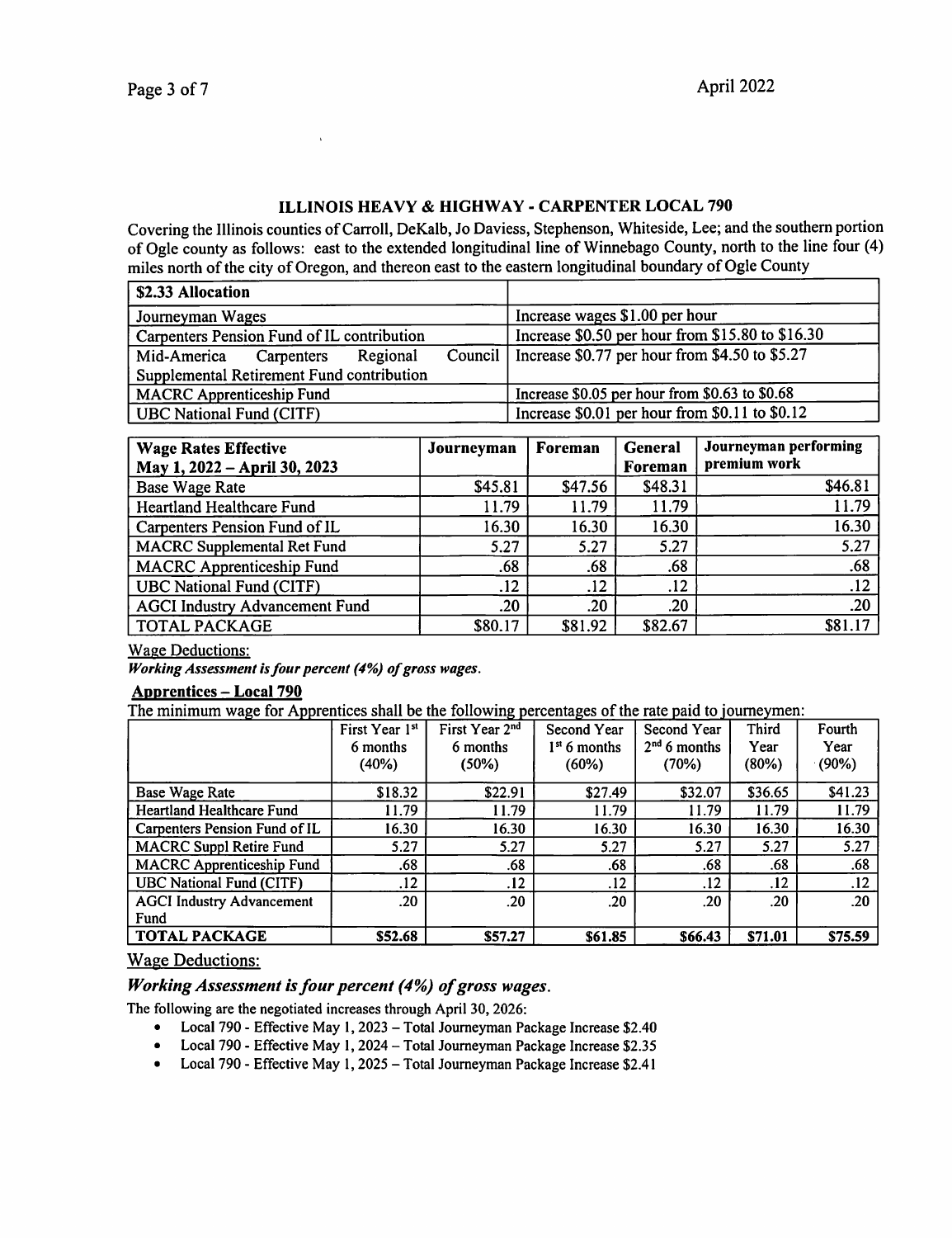## ILLINOIS HEAVY & HIGHWAY - CARPENTER LOCAL 790

Covering the Illinois counties of Carroll, DeKalb, Jo Daviess, Stephenson, Whiteside, Lee; and the southern portion of Ogle county as follows: east to the extended longitudinal line of Winnebago County, north to the line four (4) miles north of the city of Oregon, and thereon east to the eastern longitudinal boundary of Ogle County

| $2.33 Allocation | |
|---|---|
| Journeyman Wages | Increase wages $1.00 per hour |
| Carpenters Pension Fund of IL contribution | Increase $0.50 per hour from $15.80 to $16.30 |
| Mid-America Carpenters Regional Council Supplemental Retirement Fund contribution | Increase $0.77 per hour from $4.50 to $5.27 |
| MACRC Apprenticeship Fund | Increase $0.05 per hour from $0.63 to $0.68 |
| UBC National Fund (CITF) | Increase $0.01 per hour from $0.11 to $0.12 |

| Wage Rates Effective May 1, 2022 – April 30, 2023 | Journeyman | Foreman | General Foreman | Journeyman performing premium work |
|---|---|---|---|---|
| Base Wage Rate | $45.81 | $47.56 | $48.31 | $46.81 |
| Heartland Healthcare Fund | 11.79 | 11.79 | 11.79 | 11.79 |
| Carpenters Pension Fund of IL | 16.30 | 16.30 | 16.30 | 16.30 |
| MACRC Supplemental Ret Fund | 5.27 | 5.27 | 5.27 | 5.27 |
| MACRC Apprenticeship Fund | .68 | .68 | .68 | .68 |
| UBC National Fund (CITF) | .12 | .12 | .12 | .12 |
| AGCI Industry Advancement Fund | .20 | .20 | .20 | .20 |
| TOTAL PACKAGE | $80.17 | $81.92 | $82.67 | $81.17 |

Wage Deductions:

***Working Assessment is four percent (4%) of gross wages.***

### Apprentices – Local 790

The minimum wage for Apprentices shall be the following percentages of the rate paid to journeymen:

| | First Year 1st 6 months (40%) | First Year 2nd 6 months (50%) | Second Year 1st 6 months (60%) | Second Year 2nd 6 months (70%) | Third Year (80%) | Fourth Year (90%) |
|---|---|---|---|---|---|---|
| Base Wage Rate | $18.32 | $22.91 | $27.49 | $32.07 | $36.65 | $41.23 |
| Heartland Healthcare Fund | 11.79 | 11.79 | 11.79 | 11.79 | 11.79 | 11.79 |
| Carpenters Pension Fund of IL | 16.30 | 16.30 | 16.30 | 16.30 | 16.30 | 16.30 |
| MACRC Suppl Retire Fund | 5.27 | 5.27 | 5.27 | 5.27 | 5.27 | 5.27 |
| MACRC Apprenticeship Fund | .68 | .68 | .68 | .68 | .68 | .68 |
| UBC National Fund (CITF) | .12 | .12 | .12 | .12 | .12 | .12 |
| AGCI Industry Advancement Fund | .20 | .20 | .20 | .20 | .20 | .20 |
| **TOTAL PACKAGE** | **$52.68** | **$57.27** | **$61.85** | **$66.43** | **$71.01** | **$75.59** |

Wage Deductions:

***Working Assessment is four percent (4%) of gross wages.***

The following are the negotiated increases through April 30, 2026:

- Local 790 - Effective May 1, 2023 – Total Journeyman Package Increase $2.40
- Local 790 - Effective May 1, 2024 – Total Journeyman Package Increase $2.35
- Local 790 - Effective May 1, 2025 – Total Journeyman Package Increase $2.41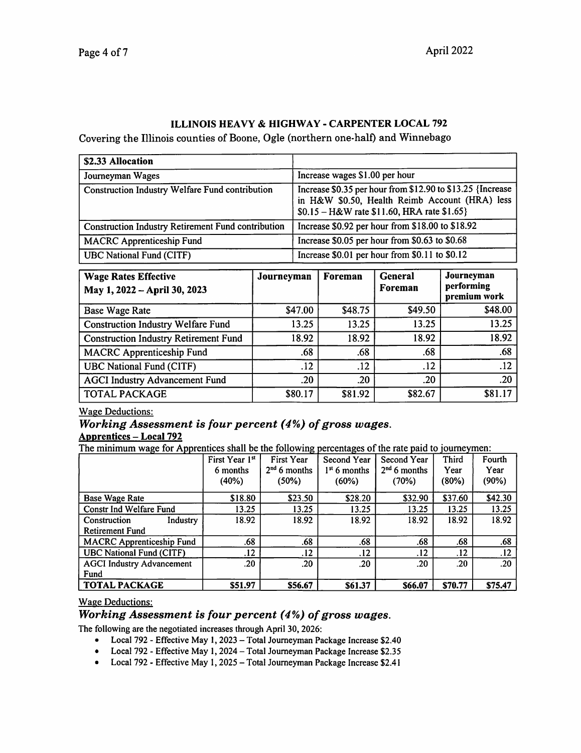## ILLINOIS HEAVY & HIGHWAY - CARPENTER LOCAL 792

Covering the Illinois counties of Boone, Ogle (northern one-half) and Winnebago

| **$2.33 Allocation** | |
|---|---|
| Journeyman Wages | Increase wages $1.00 per hour |
| Construction Industry Welfare Fund contribution | Increase $0.35 per hour from $12.90 to $13.25 {Increase in H&W $0.50, Health Reimb Account (HRA) less $0.15 – H&W rate $11.60, HRA rate $1.65} |
| Construction Industry Retirement Fund contribution | Increase $0.92 per hour from $18.00 to $18.92 |
| MACRC Apprenticeship Fund | Increase $0.05 per hour from $0.63 to $0.68 |
| UBC National Fund (CITF) | Increase $0.01 per hour from $0.11 to $0.12 |

| **Wage Rates Effective May 1, 2022 – April 30, 2023** | **Journeyman** | **Foreman** | **General Foreman** | **Journeyman performing premium work** |
|---|---|---|---|---|
| Base Wage Rate | $47.00 | $48.75 | $49.50 | $48.00 |
| Construction Industry Welfare Fund | 13.25 | 13.25 | 13.25 | 13.25 |
| Construction Industry Retirement Fund | 18.92 | 18.92 | 18.92 | 18.92 |
| MACRC Apprenticeship Fund | .68 | .68 | .68 | .68 |
| UBC National Fund (CITF) | .12 | .12 | .12 | .12 |
| AGCI Industry Advancement Fund | .20 | .20 | .20 | .20 |
| TOTAL PACKAGE | $80.17 | $81.92 | $82.67 | $81.17 |

Wage Deductions:

***Working Assessment is four percent (4%) of gross wages.***

**Apprentices – Local 792**

The minimum wage for Apprentices shall be the following percentages of the rate paid to journeymen:

| | First Year 1st 6 months (40%) | First Year 2nd 6 months (50%) | Second Year 1st 6 months (60%) | Second Year 2nd 6 months (70%) | Third Year (80%) | Fourth Year (90%) |
|---|---|---|---|---|---|---|
| Base Wage Rate | $18.80 | $23.50 | $28.20 | $32.90 | $37.60 | $42.30 |
| Constr Ind Welfare Fund | 13.25 | 13.25 | 13.25 | 13.25 | 13.25 | 13.25 |
| Construction Industry Retirement Fund | 18.92 | 18.92 | 18.92 | 18.92 | 18.92 | 18.92 |
| MACRC Apprenticeship Fund | .68 | .68 | .68 | .68 | .68 | .68 |
| UBC National Fund (CITF) | .12 | .12 | .12 | .12 | .12 | .12 |
| AGCI Industry Advancement Fund | .20 | .20 | .20 | .20 | .20 | .20 |
| **TOTAL PACKAGE** | **$51.97** | **$56.67** | **$61.37** | **$66.07** | **$70.77** | **$75.47** |

Wage Deductions:

***Working Assessment is four percent (4%) of gross wages.***

The following are the negotiated increases through April 30, 2026:

- Local 792 - Effective May 1, 2023 – Total Journeyman Package Increase $2.40
- Local 792 - Effective May 1, 2024 – Total Journeyman Package Increase $2.35
- Local 792 - Effective May 1, 2025 – Total Journeyman Package Increase $2.41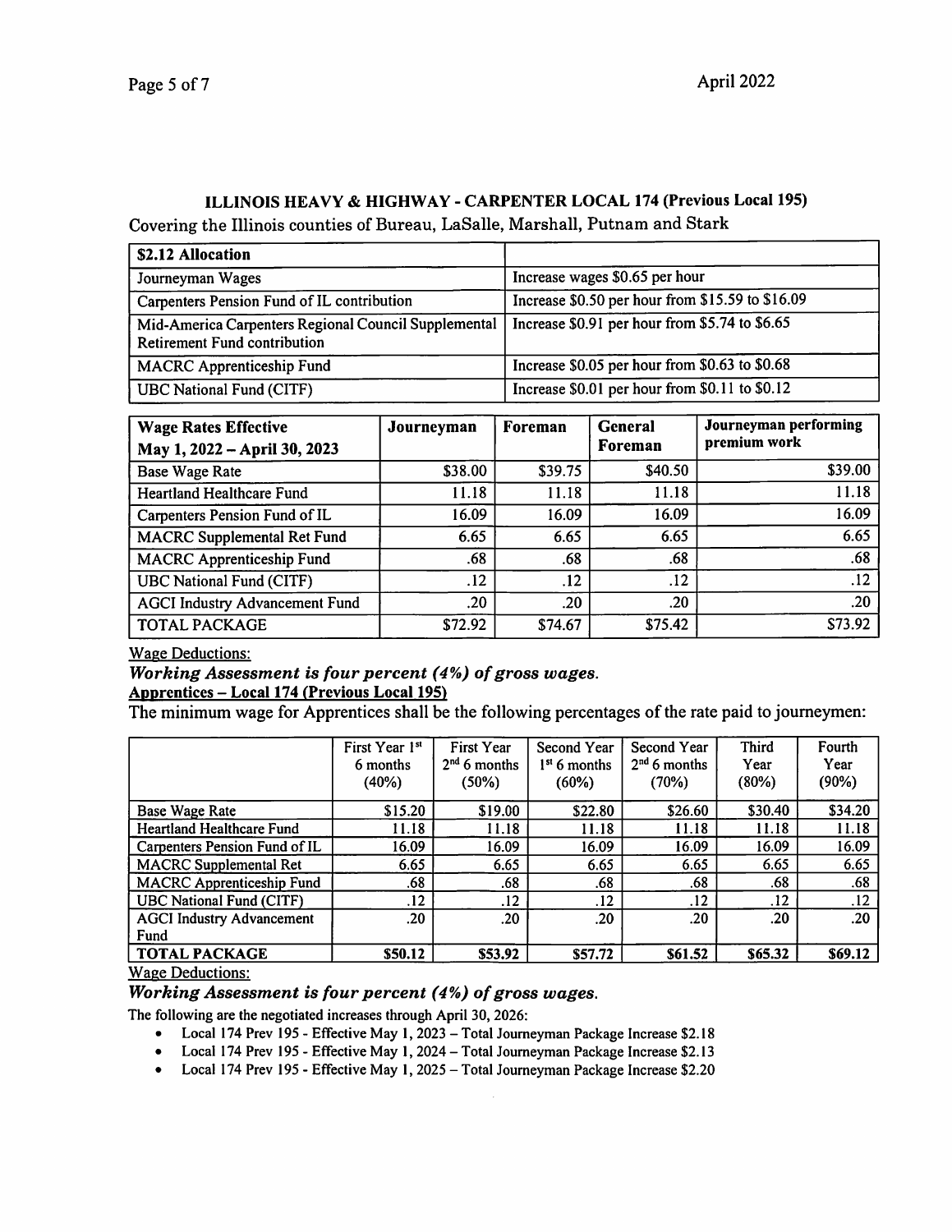## ILLINOIS HEAVY & HIGHWAY - CARPENTER LOCAL 174 (Previous Local 195)

Covering the Illinois counties of Bureau, LaSalle, Marshall, Putnam and Stark

| **\$2.12 Allocation** | |
|---|---|
| Journeyman Wages | Increase wages \$0.65 per hour |
| Carpenters Pension Fund of IL contribution | Increase \$0.50 per hour from \$15.59 to \$16.09 |
| Mid-America Carpenters Regional Council Supplemental Retirement Fund contribution | Increase \$0.91 per hour from \$5.74 to \$6.65 |
| MACRC Apprenticeship Fund | Increase \$0.05 per hour from \$0.63 to \$0.68 |
| UBC National Fund (CITF) | Increase \$0.01 per hour from \$0.11 to \$0.12 |

| **Wage Rates Effective May 1, 2022 – April 30, 2023** | **Journeyman** | **Foreman** | **General Foreman** | **Journeyman performing premium work** |
|---|---|---|---|---|
| Base Wage Rate | \$38.00 | \$39.75 | \$40.50 | \$39.00 |
| Heartland Healthcare Fund | 11.18 | 11.18 | 11.18 | 11.18 |
| Carpenters Pension Fund of IL | 16.09 | 16.09 | 16.09 | 16.09 |
| MACRC Supplemental Ret Fund | 6.65 | 6.65 | 6.65 | 6.65 |
| MACRC Apprenticeship Fund | .68 | .68 | .68 | .68 |
| UBC National Fund (CITF) | .12 | .12 | .12 | .12 |
| AGCI Industry Advancement Fund | .20 | .20 | .20 | .20 |
| TOTAL PACKAGE | \$72.92 | \$74.67 | \$75.42 | \$73.92 |

<u>Wage Deductions:</u>

***Working Assessment is four percent (4%) of gross wages.***

**<u>Apprentices – Local 174 (Previous Local 195)</u>**

The minimum wage for Apprentices shall be the following percentages of the rate paid to journeymen:

| | First Year 1st 6 months (40%) | First Year 2nd 6 months (50%) | Second Year 1st 6 months (60%) | Second Year 2nd 6 months (70%) | Third Year (80%) | Fourth Year (90%) |
|---|---|---|---|---|---|---|
| Base Wage Rate | \$15.20 | \$19.00 | \$22.80 | \$26.60 | \$30.40 | \$34.20 |
| Heartland Healthcare Fund | 11.18 | 11.18 | 11.18 | 11.18 | 11.18 | 11.18 |
| Carpenters Pension Fund of IL | 16.09 | 16.09 | 16.09 | 16.09 | 16.09 | 16.09 |
| MACRC Supplemental Ret | 6.65 | 6.65 | 6.65 | 6.65 | 6.65 | 6.65 |
| MACRC Apprenticeship Fund | .68 | .68 | .68 | .68 | .68 | .68 |
| UBC National Fund (CITF) | .12 | .12 | .12 | .12 | .12 | .12 |
| AGCI Industry Advancement Fund | .20 | .20 | .20 | .20 | .20 | .20 |
| **TOTAL PACKAGE** | **\$50.12** | **\$53.92** | **\$57.72** | **\$61.52** | **\$65.32** | **\$69.12** |

<u>Wage Deductions:</u>

***Working Assessment is four percent (4%) of gross wages.***

The following are the negotiated increases through April 30, 2026:

- Local 174 Prev 195 - Effective May 1, 2023 – Total Journeyman Package Increase \$2.18
- Local 174 Prev 195 - Effective May 1, 2024 – Total Journeyman Package Increase \$2.13
- Local 174 Prev 195 - Effective May 1, 2025 – Total Journeyman Package Increase \$2.20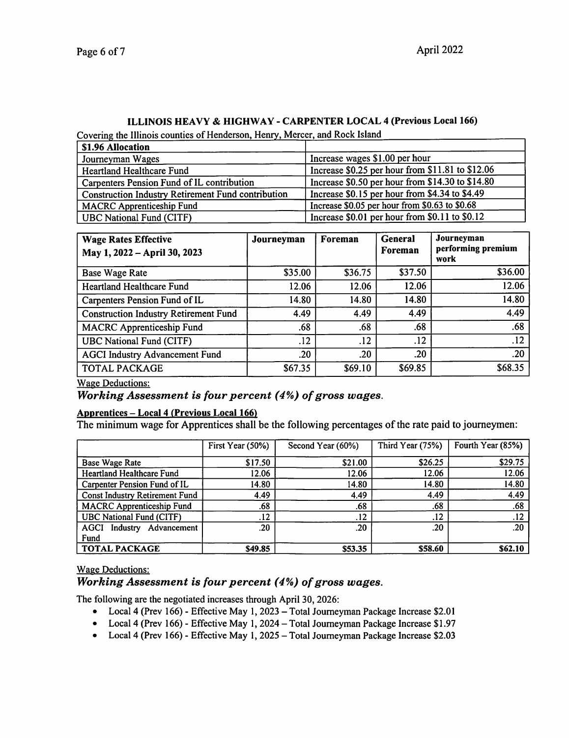## ILLINOIS HEAVY & HIGHWAY - CARPENTER LOCAL 4 (Previous Local 166)

Covering the Illinois counties of Henderson, Henry, Mercer, and Rock Island

| **$1.96 Allocation** | |
|---|---|
| Journeyman Wages | Increase wages $1.00 per hour |
| Heartland Healthcare Fund | Increase $0.25 per hour from $11.81 to $12.06 |
| Carpenters Pension Fund of IL contribution | Increase $0.50 per hour from $14.30 to $14.80 |
| Construction Industry Retirement Fund contribution | Increase $0.15 per hour from $4.34 to $4.49 |
| MACRC Apprenticeship Fund | Increase $0.05 per hour from $0.63 to $0.68 |
| UBC National Fund (CITF) | Increase $0.01 per hour from $0.11 to $0.12 |

| **Wage Rates Effective May 1, 2022 – April 30, 2023** | **Journeyman** | **Foreman** | **General Foreman** | **Journeyman performing premium work** |
|---|---|---|---|---|
| Base Wage Rate | $35.00 | $36.75 | $37.50 | $36.00 |
| Heartland Healthcare Fund | 12.06 | 12.06 | 12.06 | 12.06 |
| Carpenters Pension Fund of IL | 14.80 | 14.80 | 14.80 | 14.80 |
| Construction Industry Retirement Fund | 4.49 | 4.49 | 4.49 | 4.49 |
| MACRC Apprenticeship Fund | .68 | .68 | .68 | .68 |
| UBC National Fund (CITF) | .12 | .12 | .12 | .12 |
| AGCI Industry Advancement Fund | .20 | .20 | .20 | .20 |
| TOTAL PACKAGE | $67.35 | $69.10 | $69.85 | $68.35 |

Wage Deductions:

***Working Assessment is four percent (4%) of gross wages.***

**Apprentices – Local 4 (Previous Local 166)**

The minimum wage for Apprentices shall be the following percentages of the rate paid to journeymen:

| | First Year (50%) | Second Year (60%) | Third Year (75%) | Fourth Year (85%) |
|---|---|---|---|---|
| Base Wage Rate | $17.50 | $21.00 | $26.25 | $29.75 |
| Heartland Healthcare Fund | 12.06 | 12.06 | 12.06 | 12.06 |
| Carpenter Pension Fund of IL | 14.80 | 14.80 | 14.80 | 14.80 |
| Const Industry Retirement Fund | 4.49 | 4.49 | 4.49 | 4.49 |
| MACRC Apprenticeship Fund | .68 | .68 | .68 | .68 |
| UBC National Fund (CITF) | .12 | .12 | .12 | .12 |
| AGCI Industry Advancement Fund | .20 | .20 | .20 | .20 |
| **TOTAL PACKAGE** | **$49.85** | **$53.35** | **$58.60** | **$62.10** |

Wage Deductions:

***Working Assessment is four percent (4%) of gross wages.***

The following are the negotiated increases through April 30, 2026:

- Local 4 (Prev 166) - Effective May 1, 2023 – Total Journeyman Package Increase $2.01
- Local 4 (Prev 166) - Effective May 1, 2024 – Total Journeyman Package Increase $1.97
- Local 4 (Prev 166) - Effective May 1, 2025 – Total Journeyman Package Increase $2.03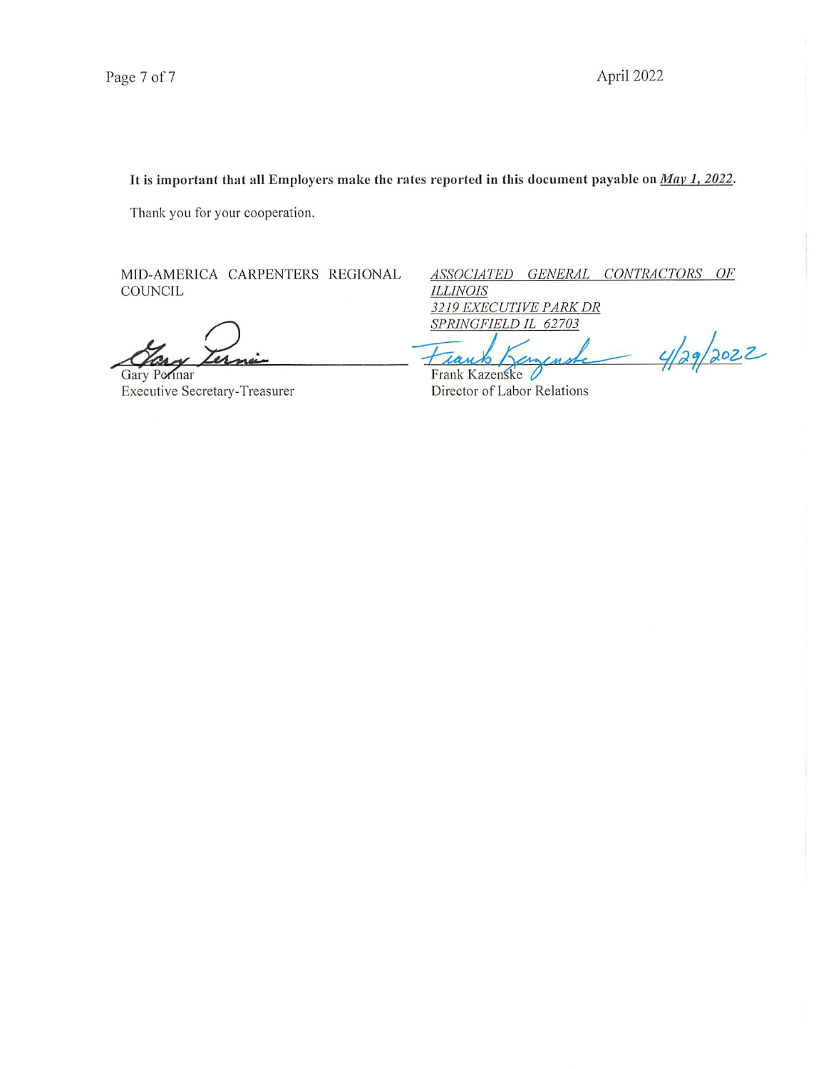**It is important that all Employers make the rates reported in this document payable on *May 1, 2022*.**

Thank you for your cooperation.

MID-AMERICA CARPENTERS REGIONAL COUNCIL

Gary Perinar
Executive Secretary-Treasurer

*ASSOCIATED GENERAL CONTRACTORS OF ILLINOIS*
*3219 EXECUTIVE PARK DR*
*SPRINGFIELD IL 62703*

4/29/2022

Frank Kazenske
Director of Labor Relations